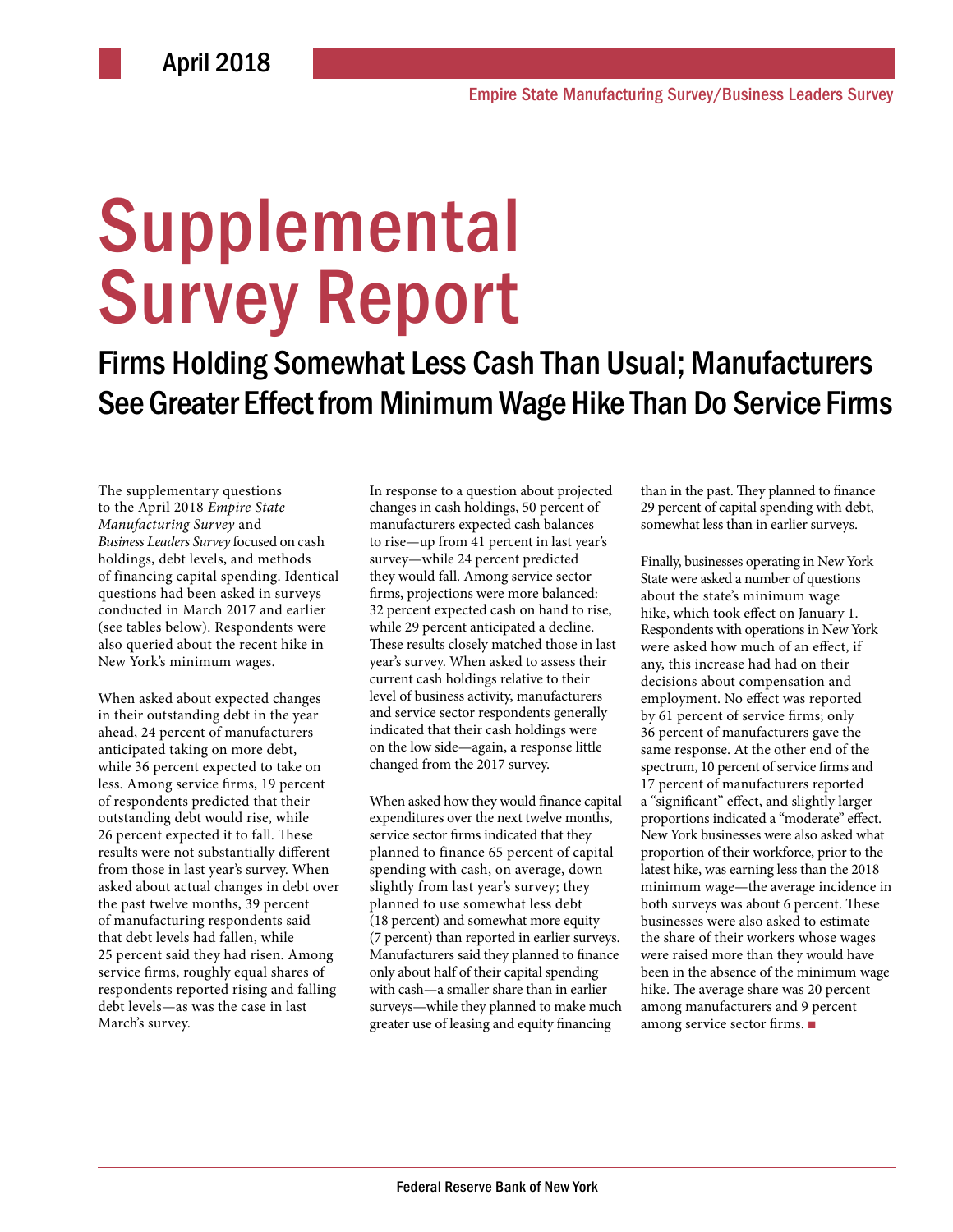April 2018

Empire State Manufacturing Survey/Business Leaders Survey

# Supplemental Survey Report

## Firms Holding Somewhat Less Cash Than Usual; Manufacturers See Greater Effect from Minimum Wage Hike Than Do Service Firms

The supplementary questions to the April 2018 *Empire State Manufacturing Survey* and *Business Leaders Survey* focused on cash holdings, debt levels, and methods of financing capital spending. Identical questions had been asked in surveys conducted in March 2017 and earlier (see tables below). Respondents were also queried about the recent hike in New York's minimum wages.

When asked about expected changes in their outstanding debt in the year ahead, 24 percent of manufacturers anticipated taking on more debt, while 36 percent expected to take on less. Among service firms, 19 percent of respondents predicted that their outstanding debt would rise, while 26 percent expected it to fall. These results were not substantially different from those in last year's survey. When asked about actual changes in debt over the past twelve months, 39 percent of manufacturing respondents said that debt levels had fallen, while 25 percent said they had risen. Among service firms, roughly equal shares of respondents reported rising and falling debt levels—as was the case in last March's survey.

In response to a question about projected changes in cash holdings, 50 percent of manufacturers expected cash balances to rise—up from 41 percent in last year's survey—while 24 percent predicted they would fall. Among service sector firms, projections were more balanced: 32 percent expected cash on hand to rise, while 29 percent anticipated a decline. These results closely matched those in last year's survey. When asked to assess their current cash holdings relative to their level of business activity, manufacturers and service sector respondents generally indicated that their cash holdings were on the low side—again, a response little changed from the 2017 survey.

When asked how they would finance capital expenditures over the next twelve months, service sector firms indicated that they planned to finance 65 percent of capital spending with cash, on average, down slightly from last year's survey; they planned to use somewhat less debt (18 percent) and somewhat more equity (7 percent) than reported in earlier surveys. Manufacturers said they planned to finance only about half of their capital spending with cash—a smaller share than in earlier surveys—while they planned to make much greater use of leasing and equity financing than in the past. They planned to finance 29 percent of capital spending with debt, somewhat less than in earlier surveys.

Finally, businesses operating in New York State were asked a number of questions about the state's minimum wage hike, which took effect on January 1. Respondents with operations in New York were asked how much of an effect, if any, this increase had had on their decisions about compensation and employment. No effect was reported by 61 percent of service firms; only 36 percent of manufacturers gave the same response. At the other end of the spectrum, 10 percent of service firms and 17 percent of manufacturers reported a "significant" effect, and slightly larger proportions indicated a "moderate" effect. New York businesses were also asked what proportion of their workforce, prior to the latest hike, was earning less than the 2018 minimum wage—the average incidence in both surveys was about 6 percent. These businesses were also asked to estimate the share of their workers whose wages were raised more than they would have been in the absence of the minimum wage hike. The average share was 20 percent among manufacturers and 9 percent among service sector firms. ■

Federal Reserve Bank of New York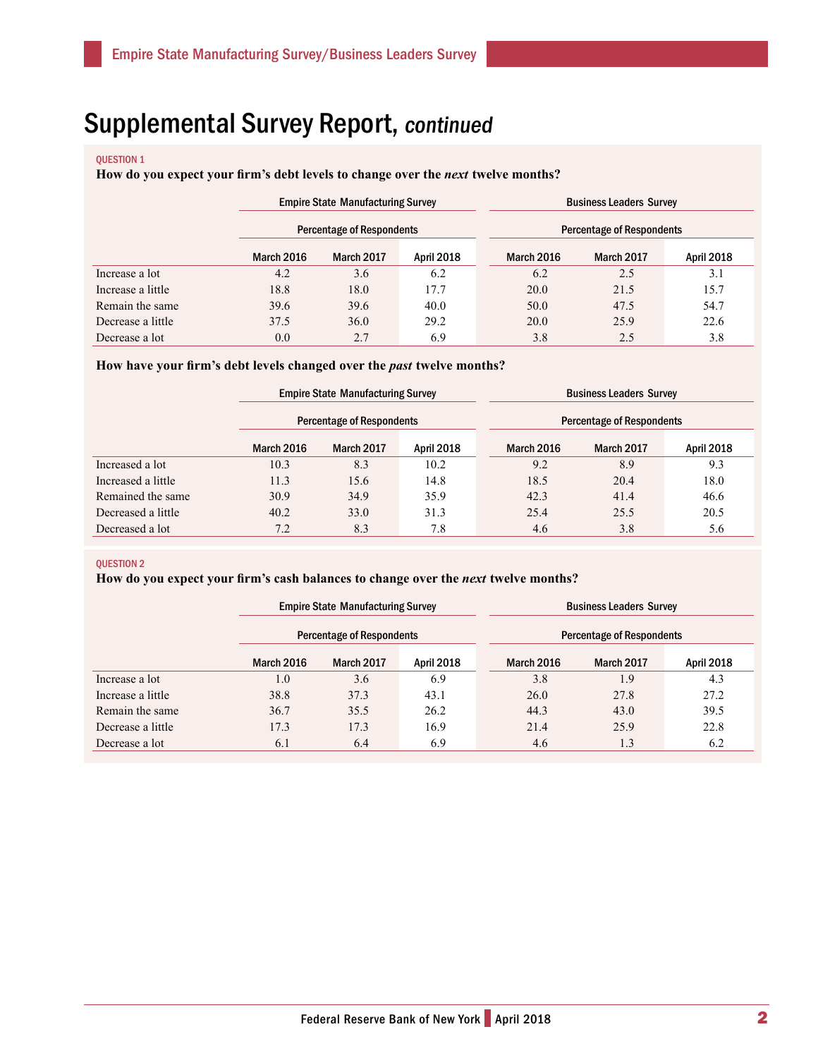# Supplemental Survey Report, *continued*

QUESTION 1

**How do you expect your firm's debt levels to change over the *next* twelve months?**

| | Empire State Manufacturing Survey | | | Business Leaders Survey | | |
|---|---|---|---|---|---|---|
| | Percentage of Respondents | | | Percentage of Respondents | | |
| | March 2016 | March 2017 | April 2018 | March 2016 | March 2017 | April 2018 |
| Increase a lot | 4.2 | 3.6 | 6.2 | 6.2 | 2.5 | 3.1 |
| Increase a little | 18.8 | 18.0 | 17.7 | 20.0 | 21.5 | 15.7 |
| Remain the same | 39.6 | 39.6 | 40.0 | 50.0 | 47.5 | 54.7 |
| Decrease a little | 37.5 | 36.0 | 29.2 | 20.0 | 25.9 | 22.6 |
| Decrease a lot | 0.0 | 2.7 | 6.9 | 3.8 | 2.5 | 3.8 |

**How have your firm's debt levels changed over the *past* twelve months?**

| | Empire State Manufacturing Survey | | | Business Leaders Survey | | |
|---|---|---|---|---|---|---|
| | Percentage of Respondents | | | Percentage of Respondents | | |
| | March 2016 | March 2017 | April 2018 | March 2016 | March 2017 | April 2018 |
| Increased a lot | 10.3 | 8.3 | 10.2 | 9.2 | 8.9 | 9.3 |
| Increased a little | 11.3 | 15.6 | 14.8 | 18.5 | 20.4 | 18.0 |
| Remained the same | 30.9 | 34.9 | 35.9 | 42.3 | 41.4 | 46.6 |
| Decreased a little | 40.2 | 33.0 | 31.3 | 25.4 | 25.5 | 20.5 |
| Decreased a lot | 7.2 | 8.3 | 7.8 | 4.6 | 3.8 | 5.6 |

QUESTION 2

**How do you expect your firm's cash balances to change over the *next* twelve months?**

| | Empire State Manufacturing Survey | | | Business Leaders Survey | | |
|---|---|---|---|---|---|---|
| | Percentage of Respondents | | | Percentage of Respondents | | |
| | March 2016 | March 2017 | April 2018 | March 2016 | March 2017 | April 2018 |
| Increase a lot | 1.0 | 3.6 | 6.9 | 3.8 | 1.9 | 4.3 |
| Increase a little | 38.8 | 37.3 | 43.1 | 26.0 | 27.8 | 27.2 |
| Remain the same | 36.7 | 35.5 | 26.2 | 44.3 | 43.0 | 39.5 |
| Decrease a little | 17.3 | 17.3 | 16.9 | 21.4 | 25.9 | 22.8 |
| Decrease a lot | 6.1 | 6.4 | 6.9 | 4.6 | 1.3 | 6.2 |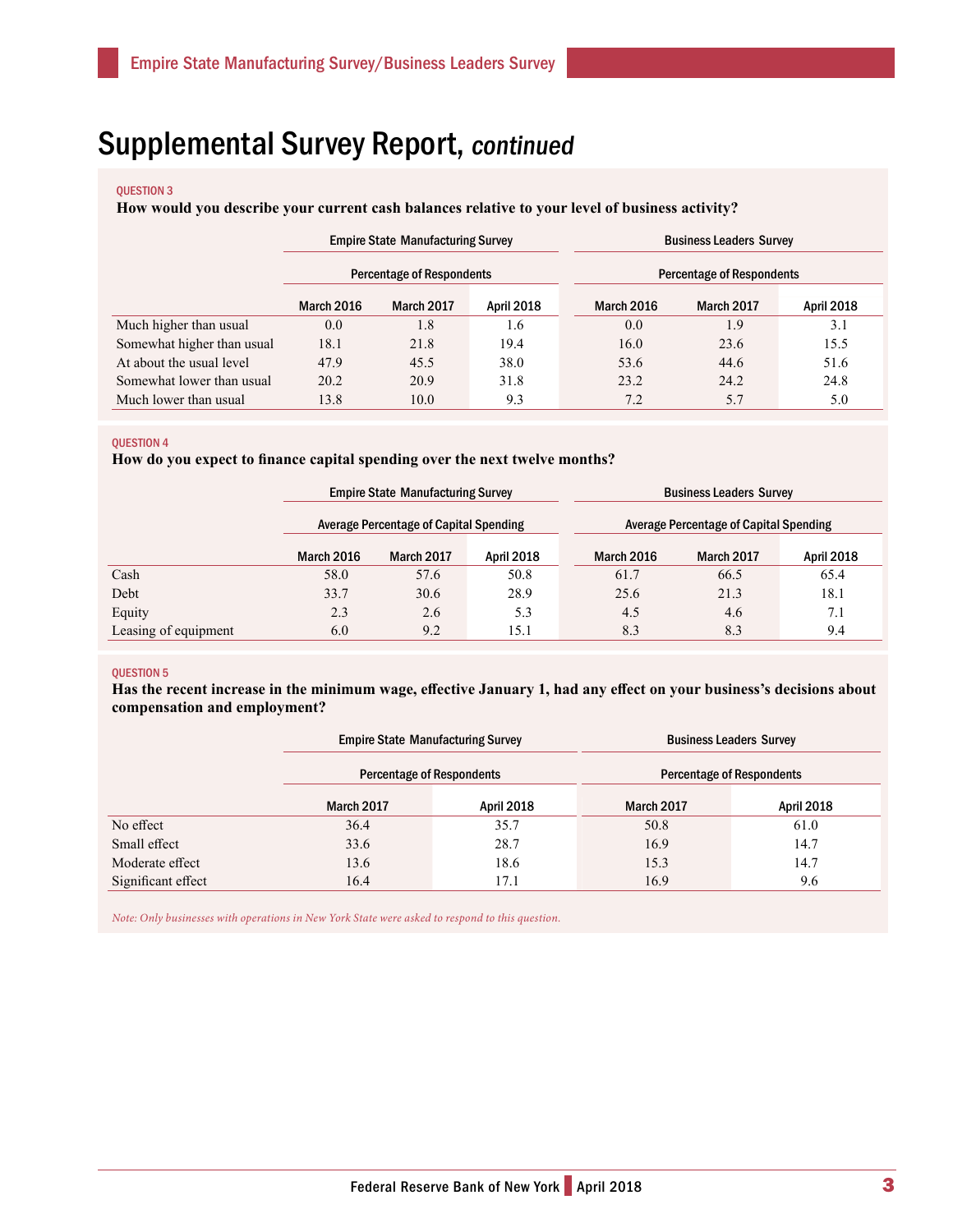# Supplemental Survey Report, *continued*

QUESTION 3

**How would you describe your current cash balances relative to your level of business activity?**

| | Empire State Manufacturing Survey | | | Business Leaders Survey | | |
|---|---|---|---|---|---|---|
| | Percentage of Respondents | | | Percentage of Respondents | | |
| | March 2016 | March 2017 | April 2018 | March 2016 | March 2017 | April 2018 |
| Much higher than usual | 0.0 | 1.8 | 1.6 | 0.0 | 1.9 | 3.1 |
| Somewhat higher than usual | 18.1 | 21.8 | 19.4 | 16.0 | 23.6 | 15.5 |
| At about the usual level | 47.9 | 45.5 | 38.0 | 53.6 | 44.6 | 51.6 |
| Somewhat lower than usual | 20.2 | 20.9 | 31.8 | 23.2 | 24.2 | 24.8 |
| Much lower than usual | 13.8 | 10.0 | 9.3 | 7.2 | 5.7 | 5.0 |

QUESTION 4

**How do you expect to finance capital spending over the next twelve months?**

| | Empire State Manufacturing Survey | | | Business Leaders Survey | | |
|---|---|---|---|---|---|---|
| | Average Percentage of Capital Spending | | | Average Percentage of Capital Spending | | |
| | March 2016 | March 2017 | April 2018 | March 2016 | March 2017 | April 2018 |
| Cash | 58.0 | 57.6 | 50.8 | 61.7 | 66.5 | 65.4 |
| Debt | 33.7 | 30.6 | 28.9 | 25.6 | 21.3 | 18.1 |
| Equity | 2.3 | 2.6 | 5.3 | 4.5 | 4.6 | 7.1 |
| Leasing of equipment | 6.0 | 9.2 | 15.1 | 8.3 | 8.3 | 9.4 |

QUESTION 5

**Has the recent increase in the minimum wage, effective January 1, had any effect on your business's decisions about compensation and employment?**

| | Empire State Manufacturing Survey | | Business Leaders Survey | |
|---|---|---|---|---|
| | Percentage of Respondents | | Percentage of Respondents | |
| | March 2017 | April 2018 | March 2017 | April 2018 |
| No effect | 36.4 | 35.7 | 50.8 | 61.0 |
| Small effect | 33.6 | 28.7 | 16.9 | 14.7 |
| Moderate effect | 13.6 | 18.6 | 15.3 | 14.7 |
| Significant effect | 16.4 | 17.1 | 16.9 | 9.6 |

*Note: Only businesses with operations in New York State were asked to respond to this question.*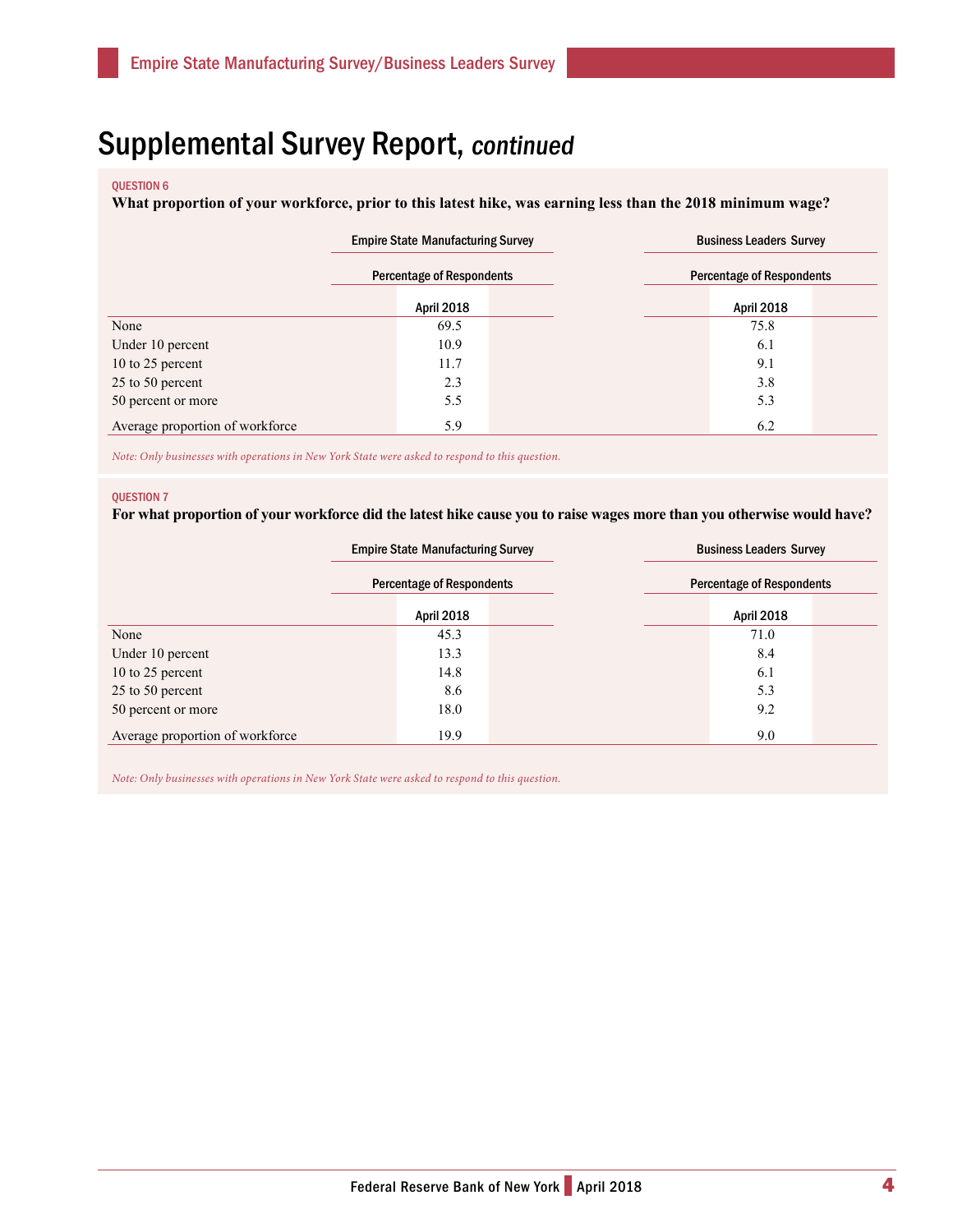# Supplemental Survey Report, *continued*

QUESTION 6

**What proportion of your workforce, prior to this latest hike, was earning less than the 2018 minimum wage?**

| | Empire State Manufacturing Survey | Business Leaders Survey |
|---|---|---|
| | Percentage of Respondents | Percentage of Respondents |
| | April 2018 | April 2018 |
| None | 69.5 | 75.8 |
| Under 10 percent | 10.9 | 6.1 |
| 10 to 25 percent | 11.7 | 9.1 |
| 25 to 50 percent | 2.3 | 3.8 |
| 50 percent or more | 5.5 | 5.3 |
| Average proportion of workforce | 5.9 | 6.2 |

*Note: Only businesses with operations in New York State were asked to respond to this question.*

QUESTION 7

**For what proportion of your workforce did the latest hike cause you to raise wages more than you otherwise would have?**

| | Empire State Manufacturing Survey | Business Leaders Survey |
|---|---|---|
| | Percentage of Respondents | Percentage of Respondents |
| | April 2018 | April 2018 |
| None | 45.3 | 71.0 |
| Under 10 percent | 13.3 | 8.4 |
| 10 to 25 percent | 14.8 | 6.1 |
| 25 to 50 percent | 8.6 | 5.3 |
| 50 percent or more | 18.0 | 9.2 |
| Average proportion of workforce | 19.9 | 9.0 |

*Note: Only businesses with operations in New York State were asked to respond to this question.*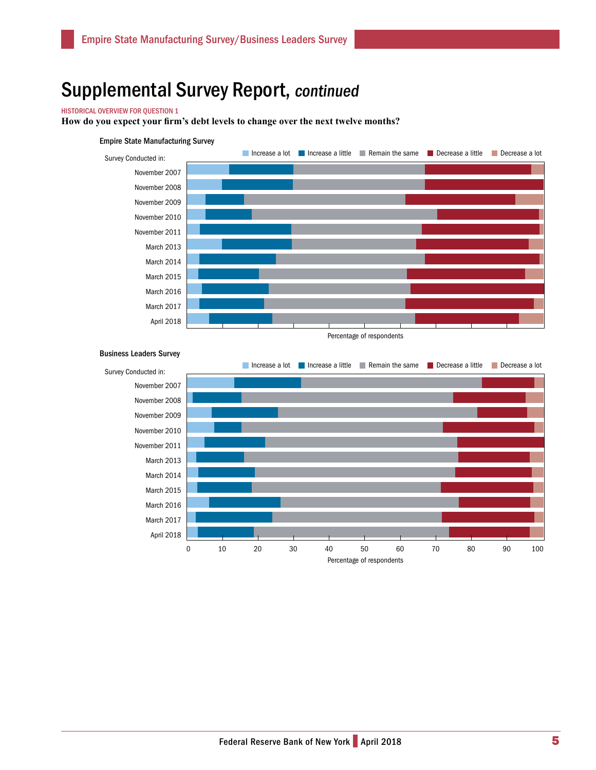# Supplemental Survey Report, *continued*

HISTORICAL OVERVIEW FOR QUESTION 1

**How do you expect your firm's debt levels to change over the next twelve months?**

**Empire State Manufacturing Survey**

Increase a lot | Increase a little | Remain the same | Decrease a little | Decrease a lot

Survey Conducted in:

November 2007
November 2008
November 2009
November 2010
November 2011
March 2013
March 2014
March 2015
March 2016
March 2017
April 2018

Percentage of respondents

**Business Leaders Survey**

Increase a lot | Increase a little | Remain the same | Decrease a little | Decrease a lot

Survey Conducted in:

November 2007
November 2008
November 2009
November 2010
November 2011
March 2013
March 2014
March 2015
March 2016
March 2017
April 2018

0 10 20 30 40 50 60 70 80 90 100

Percentage of respondents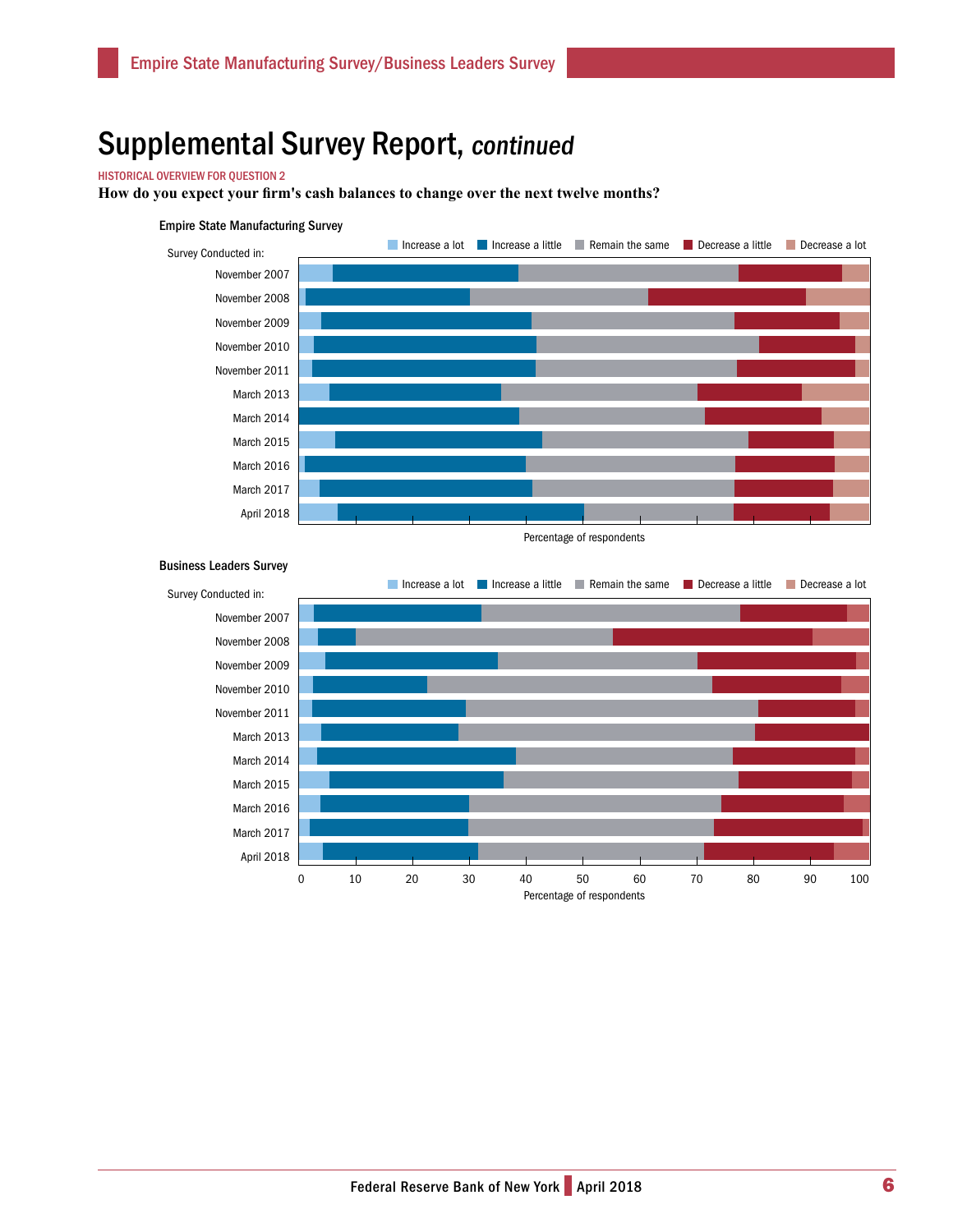# Supplemental Survey Report, *continued*

HISTORICAL OVERVIEW FOR QUESTION 2

**How do you expect your firm's cash balances to change over the next twelve months?**

**Empire State Manufacturing Survey**

Survey Conducted in:

Increase a lot | Increase a little | Remain the same | Decrease a little | Decrease a lot

November 2007
November 2008
November 2009
November 2010
November 2011
March 2013
March 2014
March 2015
March 2016
March 2017
April 2018

Percentage of respondents

**Business Leaders Survey**

Survey Conducted in:

Increase a lot | Increase a little | Remain the same | Decrease a little | Decrease a lot

November 2007
November 2008
November 2009
November 2010
November 2011
March 2013
March 2014
March 2015
March 2016
March 2017
April 2018

0 10 20 30 40 50 60 70 80 90 100

Percentage of respondents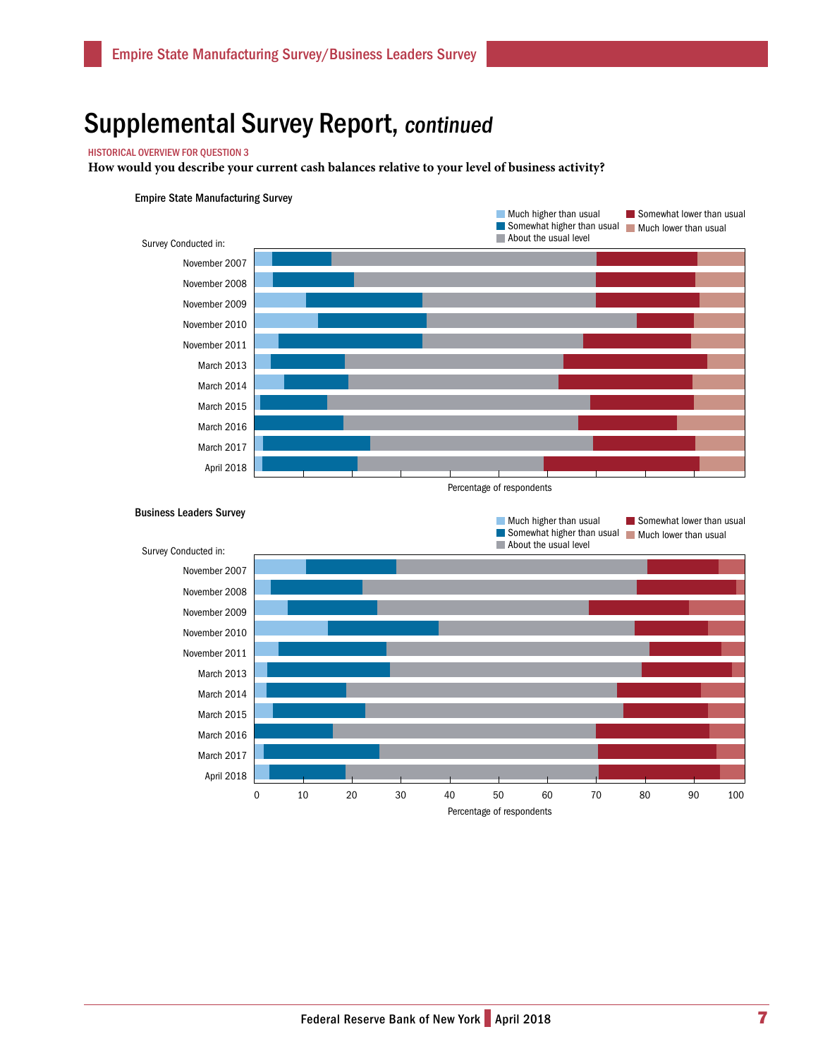# Supplemental Survey Report, *continued*

HISTORICAL OVERVIEW FOR QUESTION 3

**How would you describe your current cash balances relative to your level of business activity?**

Empire State Manufacturing Survey

Much higher than usual
Somewhat higher than usual
About the usual level
Somewhat lower than usual
Much lower than usual

Survey Conducted in:

November 2007
November 2008
November 2009
November 2010
November 2011
March 2013
March 2014
March 2015
March 2016
March 2017
April 2018

Percentage of respondents

Business Leaders Survey

Much higher than usual
Somewhat higher than usual
About the usual level
Somewhat lower than usual
Much lower than usual

Survey Conducted in:

November 2007
November 2008
November 2009
November 2010
November 2011
March 2013
March 2014
March 2015
March 2016
March 2017
April 2018

0 10 20 30 40 50 60 70 80 90 100

Percentage of respondents